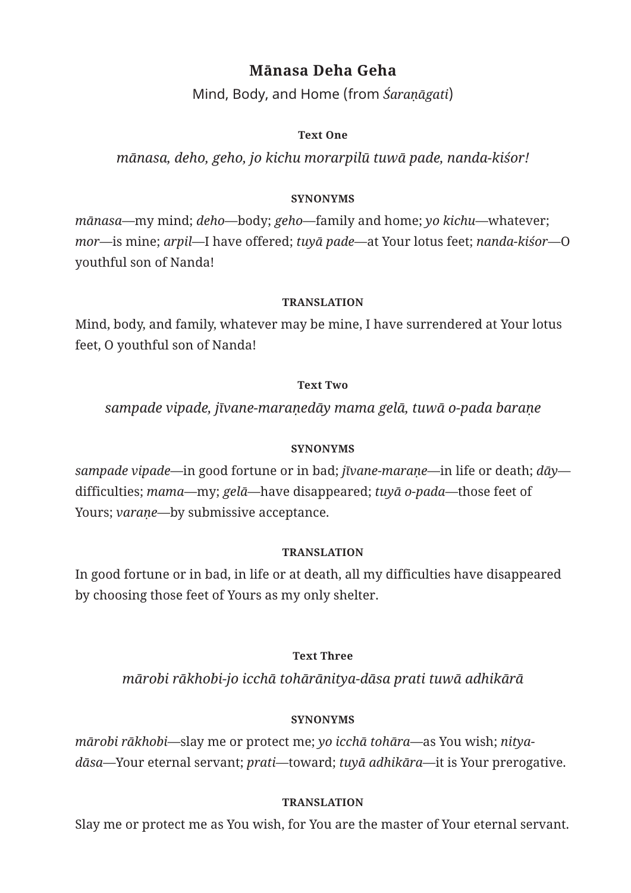# Mānasa Deha Geha

Mind, Body, and Home (from *Śaraṇāgati*)

### Text One

*mānasa, deho, geho, jo kichu morarpilū tuwā pade, nanda-kiśor!*

#### SYNONYMS

*mānasa*—my mind; *deho*—body; *geho*—family and home; *yo kichu*—whatever; *mor*—is mine; *arpil*—I have offered; *tuyā pade*—at Your lotus feet; *nanda-kiśor*—O youthful son of Nanda!

#### TRANSLATION

Mind, body, and family, whatever may be mine, I have surrendered at Your lotus feet, O youthful son of Nanda!

### Text Two

*sampade vipade, jīvane-maraṇedāy mama gelā, tuwā o-pada baraṇe*

#### SYNONYMS

*sampade vipade*—in good fortune or in bad; *jīvane-maraṇe*—in life or death; *dāy*—difficulties; *mama*—my; *gelā*—have disappeared; *tuyā o-pada*—those feet of Yours; *varaṇe*—by submissive acceptance.

#### TRANSLATION

In good fortune or in bad, in life or at death, all my difficulties have disappeared by choosing those feet of Yours as my only shelter.

### Text Three

*mārobi rākhobi-jo icchā tohārānitya-dāsa prati tuwā adhikārā*

#### SYNONYMS

*mārobi rākhobi*—slay me or protect me; *yo icchā tohāra*—as You wish; *nitya-dāsa*—Your eternal servant; *prati*—toward; *tuyā adhikāra*—it is Your prerogative.

#### TRANSLATION

Slay me or protect me as You wish, for You are the master of Your eternal servant.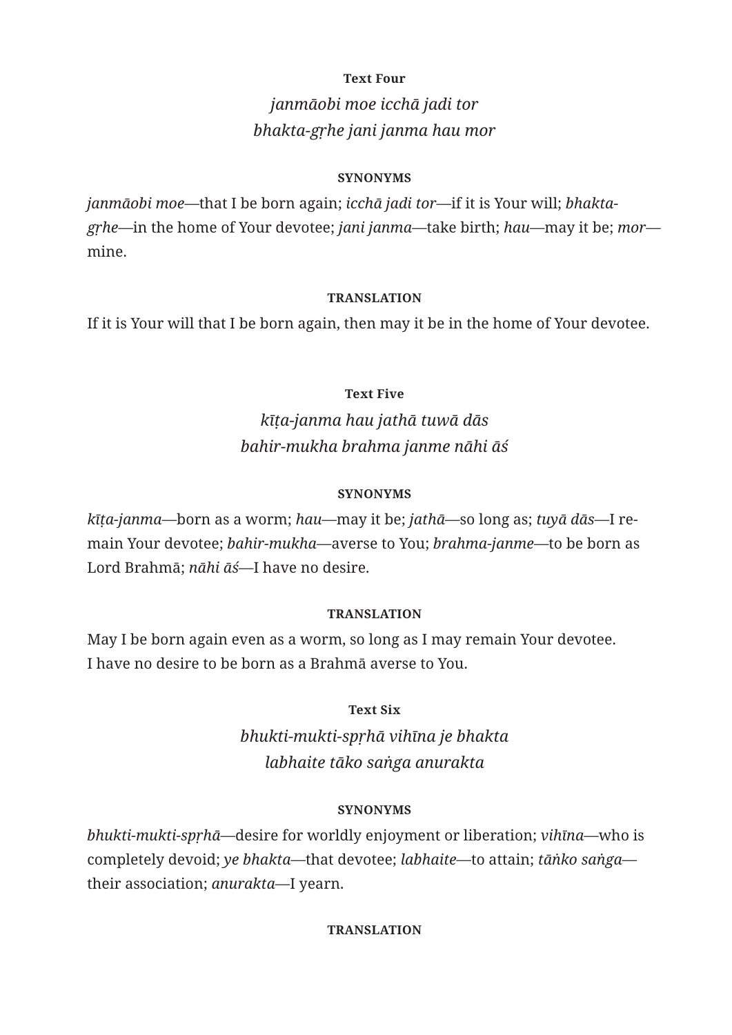#### Text Four

*janmāobi moe icchā jadi tor*
*bhakta-gṛhe jani janma hau mor*

#### SYNONYMS

*janmāobi moe*—that I be born again; *icchā jadi tor*—if it is Your will; *bhakta-gṛhe*—in the home of Your devotee; *jani janma*—take birth; *hau*—may it be; *mor*—mine.

#### TRANSLATION

If it is Your will that I be born again, then may it be in the home of Your devotee.

#### Text Five

*kīṭa-janma hau jathā tuwā dās*
*bahir-mukha brahma janme nāhi āś*

#### SYNONYMS

*kīṭa-janma*—born as a worm; *hau*—may it be; *jathā*—so long as; *tuyā dās*—I remain Your devotee; *bahir-mukha*—averse to You; *brahma-janme*—to be born as Lord Brahmā; *nāhi āś*—I have no desire.

#### TRANSLATION

May I be born again even as a worm, so long as I may remain Your devotee.
I have no desire to be born as a Brahmā averse to You.

#### Text Six

*bhukti-mukti-spṛhā vihīna je bhakta*
*labhaite tāko saṅga anurakta*

#### SYNONYMS

*bhukti-mukti-spṛhā*—desire for worldly enjoyment or liberation; *vihīna*—who is completely devoid; *ye bhakta*—that devotee; *labhaite*—to attain; *tāṅko saṅga*—their association; *anurakta*—I yearn.

#### TRANSLATION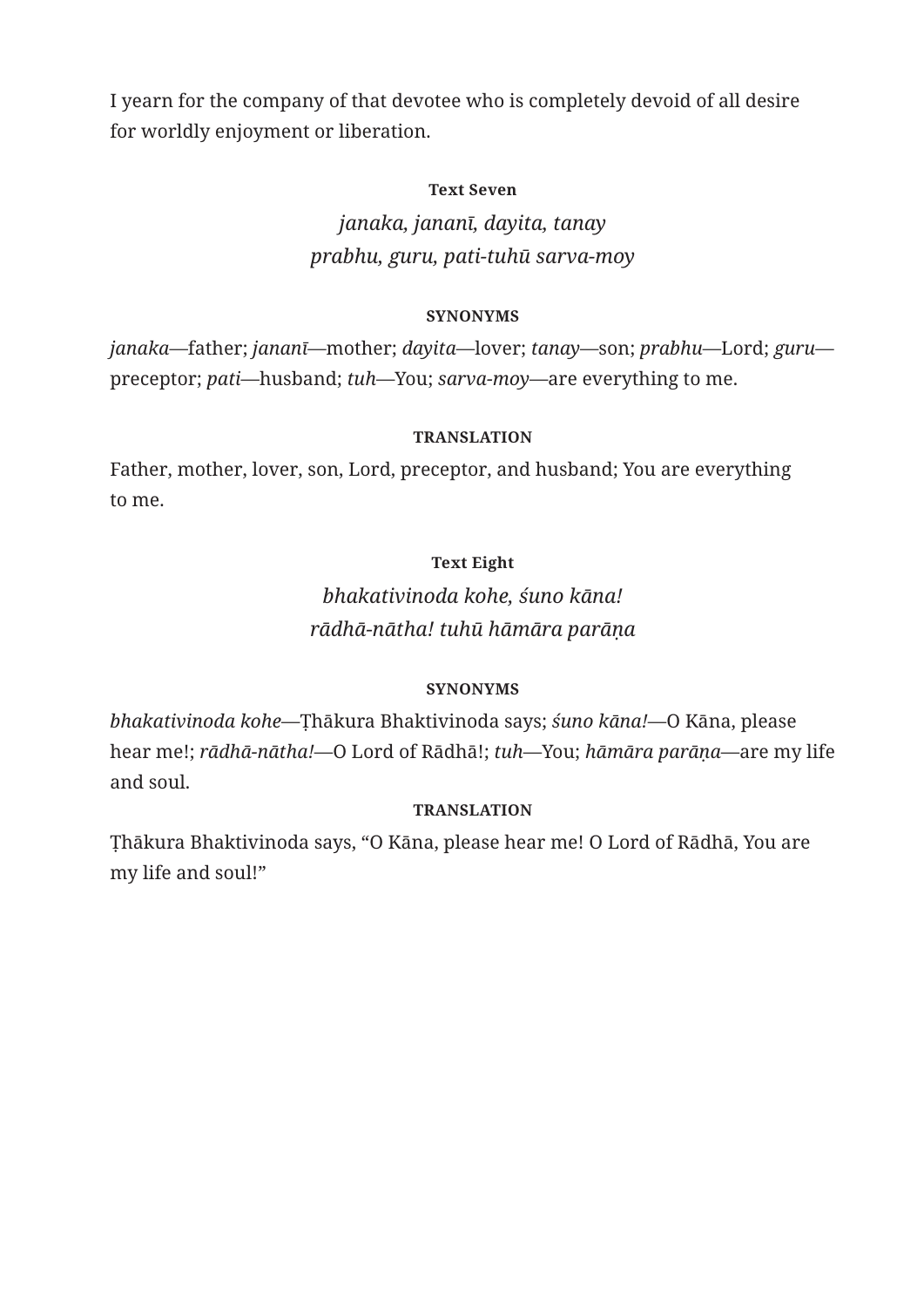I yearn for the company of that devotee who is completely devoid of all desire for worldly enjoyment or liberation.

#### Text Seven

*janaka, jananī, dayita, tanay*
*prabhu, guru, pati-tuhū sarva-moy*

##### SYNONYMS

*janaka*—father; *jananī*—mother; *dayita*—lover; *tanay*—son; *prabhu*—Lord; *guru*—preceptor; *pati*—husband; *tuh*—You; *sarva-moy*—are everything to me.

##### TRANSLATION

Father, mother, lover, son, Lord, preceptor, and husband; You are everything to me.

#### Text Eight

*bhakativinoda kohe, śuno kāna!*
*rādhā-nātha! tuhū hāmāra parāṇa*

##### SYNONYMS

*bhakativinoda kohe*—Ṭhākura Bhaktivinoda says; *śuno kāna!*—O Kāna, please hear me!; *rādhā-nātha!*—O Lord of Rādhā!; *tuh*—You; *hāmāra parāṇa*—are my life and soul.

##### TRANSLATION

Ṭhākura Bhaktivinoda says, “O Kāna, please hear me! O Lord of Rādhā, You are my life and soul!”